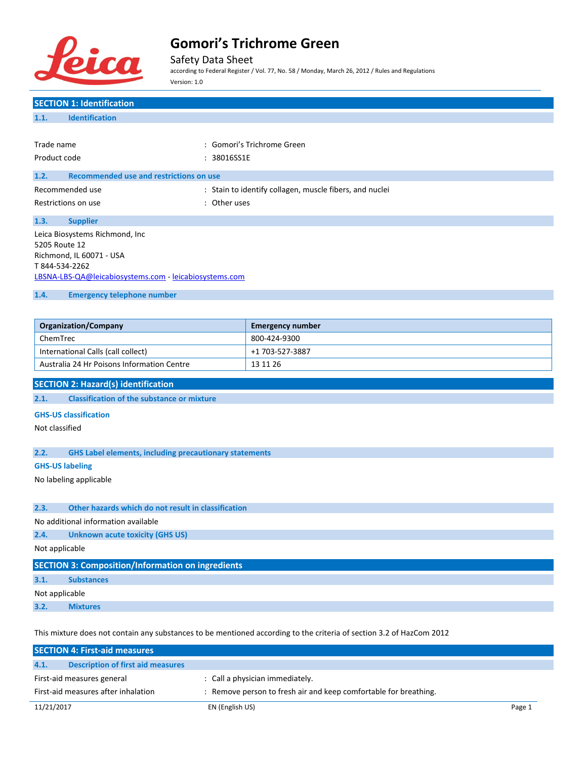# Gomori's Trichrome Green

Safety Data Sheet

according to Federal Register / Vol. 77, No. 58 / Monday, March 26, 2012 / Rules and Regulations

Version: 1.0

## SECTION 1: Identification

### 1.1. Identification

Trade name : Gomori's Trichrome Green

Product code : 38016SS1E

### 1.2. Recommended use and restrictions on use

Recommended use : Stain to identify collagen, muscle fibers, and nuclei

Restrictions on use : Other uses

### 1.3. Supplier

Leica Biosystems Richmond, Inc
5205 Route 12
Richmond, IL 60071 - USA
T 844-534-2262
LBSNA-LBS-QA@leicabiosystems.com - leicabiosystems.com

### 1.4. Emergency telephone number

| Organization/Company | Emergency number |
| --- | --- |
| ChemTrec | 800-424-9300 |
| International Calls (call collect) | +1 703-527-3887 |
| Australia 24 Hr Poisons Information Centre | 13 11 26 |

## SECTION 2: Hazard(s) identification

### 2.1. Classification of the substance or mixture

**GHS-US classification**

Not classified

### 2.2. GHS Label elements, including precautionary statements

**GHS-US labeling**

No labeling applicable

### 2.3. Other hazards which do not result in classification

No additional information available

### 2.4. Unknown acute toxicity (GHS US)

Not applicable

## SECTION 3: Composition/Information on ingredients

### 3.1. Substances

Not applicable

### 3.2. Mixtures

This mixture does not contain any substances to be mentioned according to the criteria of section 3.2 of HazCom 2012

## SECTION 4: First-aid measures

### 4.1. Description of first aid measures

First-aid measures general : Call a physician immediately.

First-aid measures after inhalation : Remove person to fresh air and keep comfortable for breathing.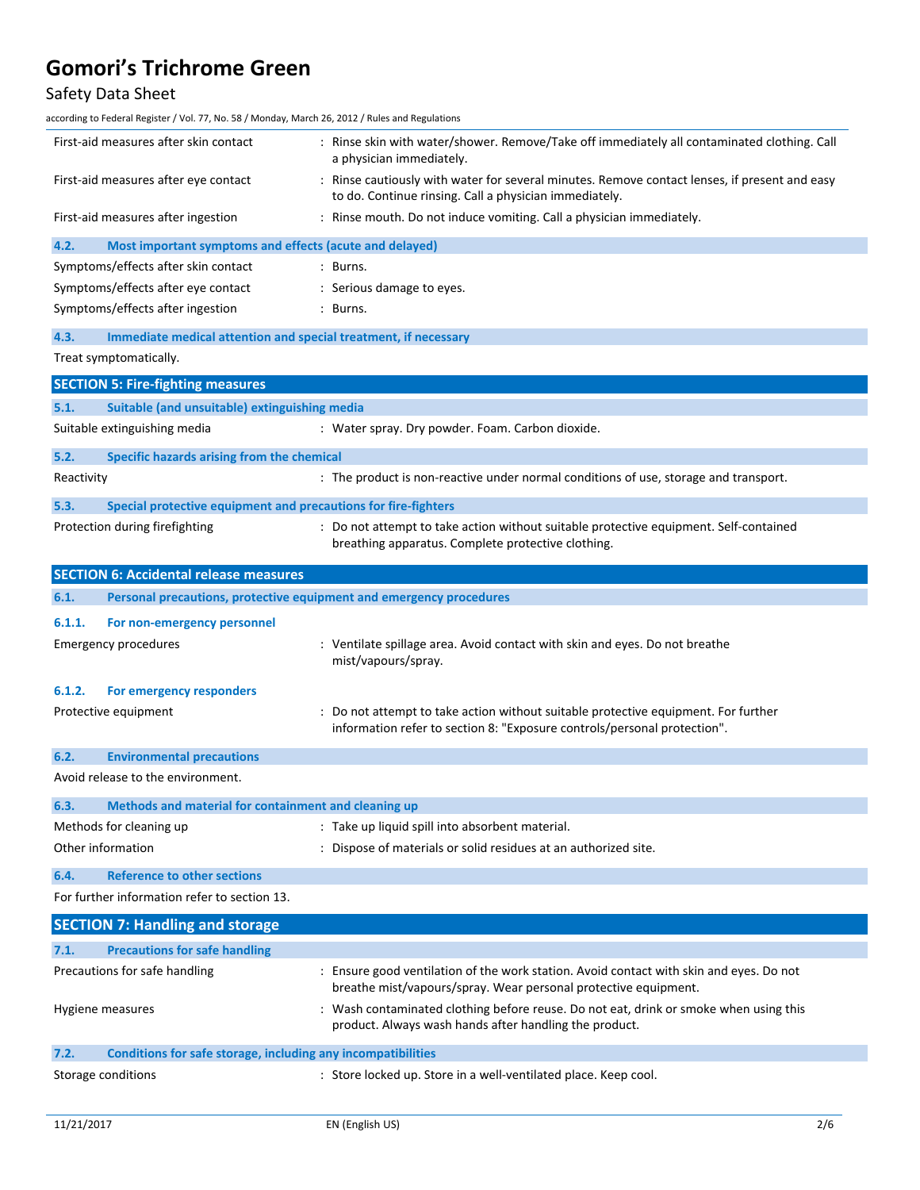First-aid measures after skin contact : Rinse skin with water/shower. Remove/Take off immediately all contaminated clothing. Call a physician immediately.

First-aid measures after eye contact : Rinse cautiously with water for several minutes. Remove contact lenses, if present and easy to do. Continue rinsing. Call a physician immediately.

First-aid measures after ingestion : Rinse mouth. Do not induce vomiting. Call a physician immediately.

### 4.2. Most important symptoms and effects (acute and delayed)

Symptoms/effects after skin contact : Burns.

Symptoms/effects after eye contact : Serious damage to eyes.

Symptoms/effects after ingestion : Burns.

### 4.3. Immediate medical attention and special treatment, if necessary

Treat symptomatically.

## SECTION 5: Fire-fighting measures

### 5.1. Suitable (and unsuitable) extinguishing media

Suitable extinguishing media : Water spray. Dry powder. Foam. Carbon dioxide.

### 5.2. Specific hazards arising from the chemical

Reactivity : The product is non-reactive under normal conditions of use, storage and transport.

### 5.3. Special protective equipment and precautions for fire-fighters

Protection during firefighting : Do not attempt to take action without suitable protective equipment. Self-contained breathing apparatus. Complete protective clothing.

## SECTION 6: Accidental release measures

### 6.1. Personal precautions, protective equipment and emergency procedures

#### 6.1.1. For non-emergency personnel

Emergency procedures : Ventilate spillage area. Avoid contact with skin and eyes. Do not breathe mist/vapours/spray.

#### 6.1.2. For emergency responders

Protective equipment : Do not attempt to take action without suitable protective equipment. For further information refer to section 8: "Exposure controls/personal protection".

### 6.2. Environmental precautions

Avoid release to the environment.

### 6.3. Methods and material for containment and cleaning up

Methods for cleaning up : Take up liquid spill into absorbent material.

Other information : Dispose of materials or solid residues at an authorized site.

### 6.4. Reference to other sections

For further information refer to section 13.

## SECTION 7: Handling and storage

### 7.1. Precautions for safe handling

Precautions for safe handling : Ensure good ventilation of the work station. Avoid contact with skin and eyes. Do not breathe mist/vapours/spray. Wear personal protective equipment.

Hygiene measures : Wash contaminated clothing before reuse. Do not eat, drink or smoke when using this product. Always wash hands after handling the product.

### 7.2. Conditions for safe storage, including any incompatibilities

Storage conditions : Store locked up. Store in a well-ventilated place. Keep cool.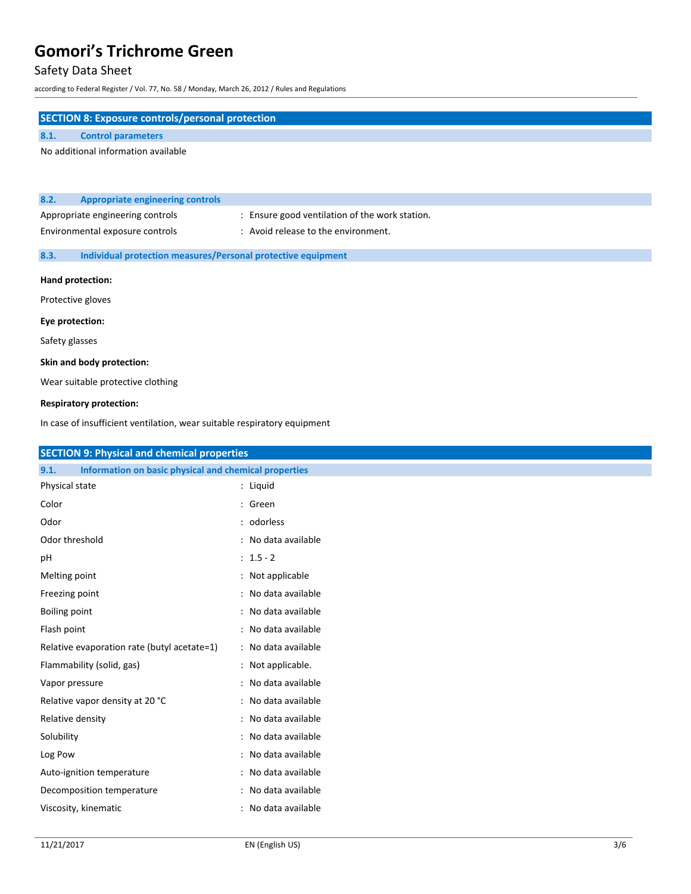## SECTION 8: Exposure controls/personal protection

### 8.1. Control parameters

No additional information available

### 8.2. Appropriate engineering controls

| | |
|---|---|
| Appropriate engineering controls | : Ensure good ventilation of the work station. |
| Environmental exposure controls | : Avoid release to the environment. |

### 8.3. Individual protection measures/Personal protective equipment

**Hand protection:**

Protective gloves

**Eye protection:**

Safety glasses

**Skin and body protection:**

Wear suitable protective clothing

**Respiratory protection:**

In case of insufficient ventilation, wear suitable respiratory equipment

## SECTION 9: Physical and chemical properties

### 9.1. Information on basic physical and chemical properties

| | |
|---|---|
| Physical state | : Liquid |
| Color | : Green |
| Odor | : odorless |
| Odor threshold | : No data available |
| pH | : 1.5 - 2 |
| Melting point | : Not applicable |
| Freezing point | : No data available |
| Boiling point | : No data available |
| Flash point | : No data available |
| Relative evaporation rate (butyl acetate=1) | : No data available |
| Flammability (solid, gas) | : Not applicable. |
| Vapor pressure | : No data available |
| Relative vapor density at 20 °C | : No data available |
| Relative density | : No data available |
| Solubility | : No data available |
| Log Pow | : No data available |
| Auto-ignition temperature | : No data available |
| Decomposition temperature | : No data available |
| Viscosity, kinematic | : No data available |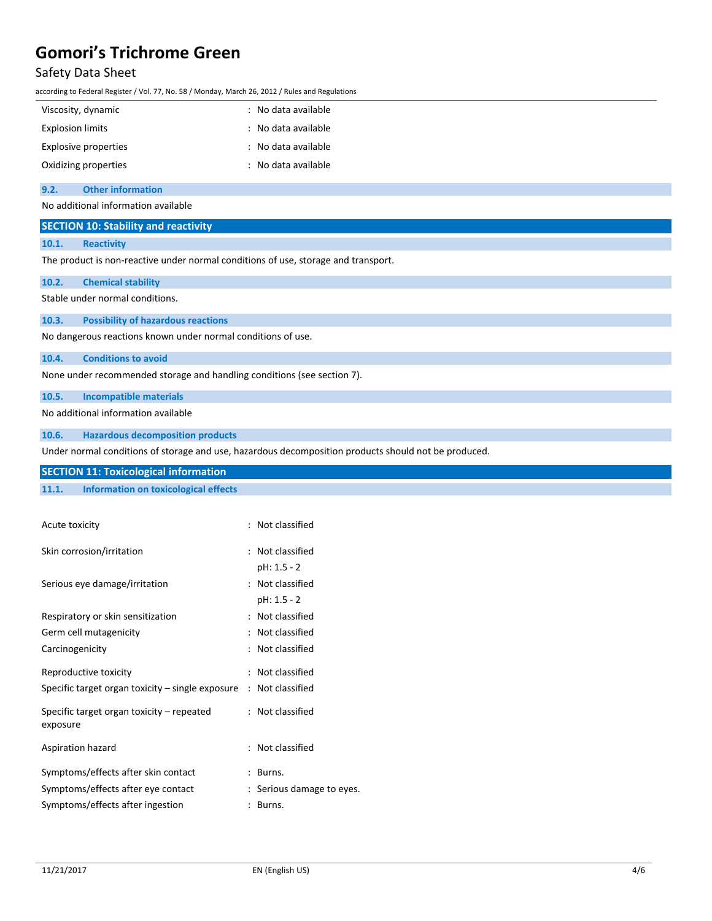| | |
|---|---|
| Viscosity, dynamic | : No data available |
| Explosion limits | : No data available |
| Explosive properties | : No data available |
| Oxidizing properties | : No data available |

### 9.2. Other information

No additional information available

## SECTION 10: Stability and reactivity

### 10.1. Reactivity

The product is non-reactive under normal conditions of use, storage and transport.

### 10.2. Chemical stability

Stable under normal conditions.

### 10.3. Possibility of hazardous reactions

No dangerous reactions known under normal conditions of use.

### 10.4. Conditions to avoid

None under recommended storage and handling conditions (see section 7).

### 10.5. Incompatible materials

No additional information available

### 10.6. Hazardous decomposition products

Under normal conditions of storage and use, hazardous decomposition products should not be produced.

## SECTION 11: Toxicological information

### 11.1. Information on toxicological effects

| | |
|---|---|
| Acute toxicity | : Not classified |
| Skin corrosion/irritation | : Not classified<br>pH: 1.5 - 2 |
| Serious eye damage/irritation | : Not classified<br>pH: 1.5 - 2 |
| Respiratory or skin sensitization | : Not classified |
| Germ cell mutagenicity | : Not classified |
| Carcinogenicity | : Not classified |
| Reproductive toxicity | : Not classified |
| Specific target organ toxicity – single exposure | : Not classified |
| Specific target organ toxicity – repeated exposure | : Not classified |
| Aspiration hazard | : Not classified |
| Symptoms/effects after skin contact | : Burns. |
| Symptoms/effects after eye contact | : Serious damage to eyes. |
| Symptoms/effects after ingestion | : Burns. |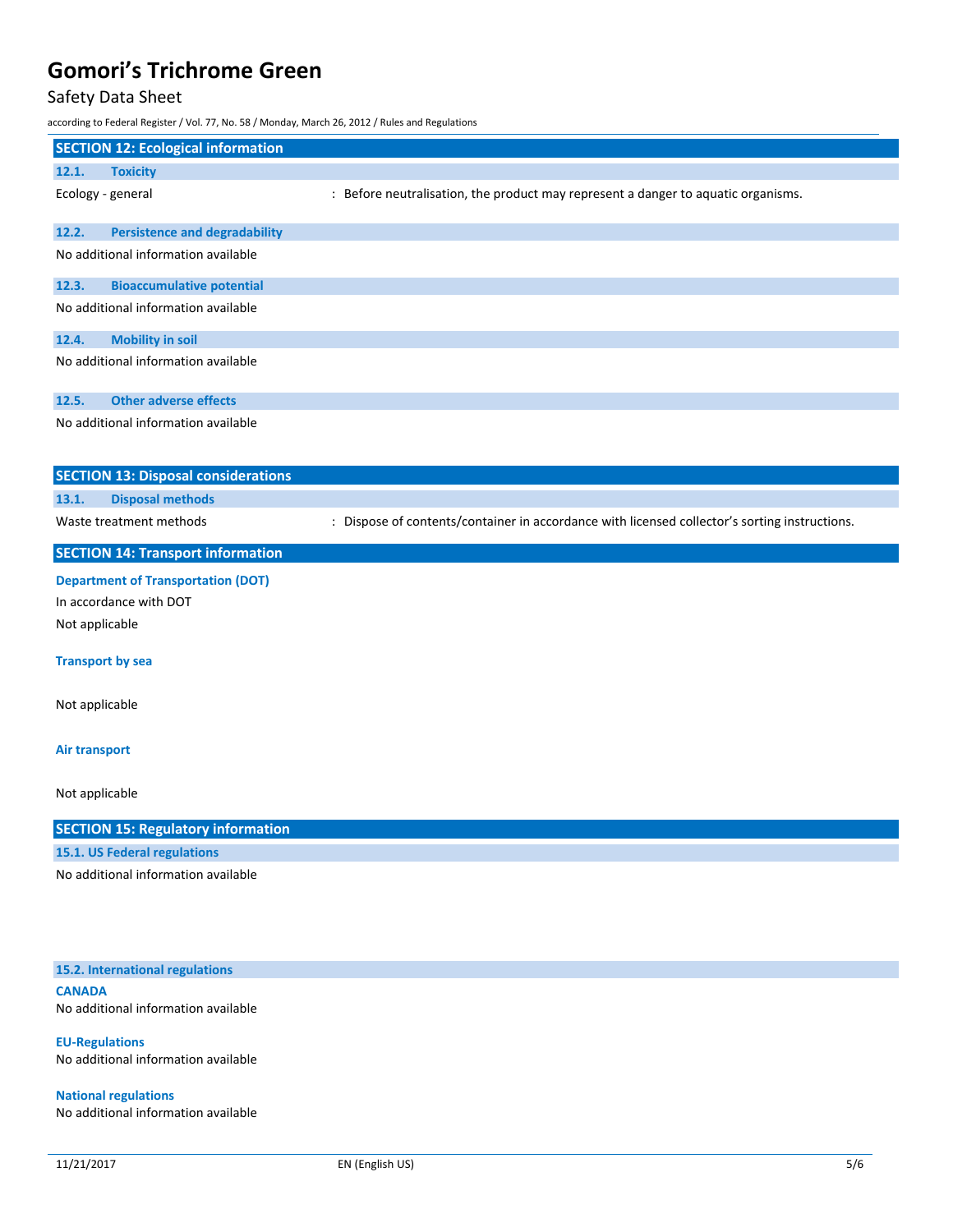## SECTION 12: Ecological information

### 12.1. Toxicity

Ecology - general : Before neutralisation, the product may represent a danger to aquatic organisms.

### 12.2. Persistence and degradability

No additional information available

### 12.3. Bioaccumulative potential

No additional information available

### 12.4. Mobility in soil

No additional information available

### 12.5. Other adverse effects

No additional information available

## SECTION 13: Disposal considerations

### 13.1. Disposal methods

Waste treatment methods : Dispose of contents/container in accordance with licensed collector's sorting instructions.

## SECTION 14: Transport information

**Department of Transportation (DOT)**

In accordance with DOT

Not applicable

**Transport by sea**

Not applicable

**Air transport**

Not applicable

## SECTION 15: Regulatory information

### 15.1. US Federal regulations

No additional information available

### 15.2. International regulations

**CANADA**

No additional information available

**EU-Regulations**

No additional information available

**National regulations**

No additional information available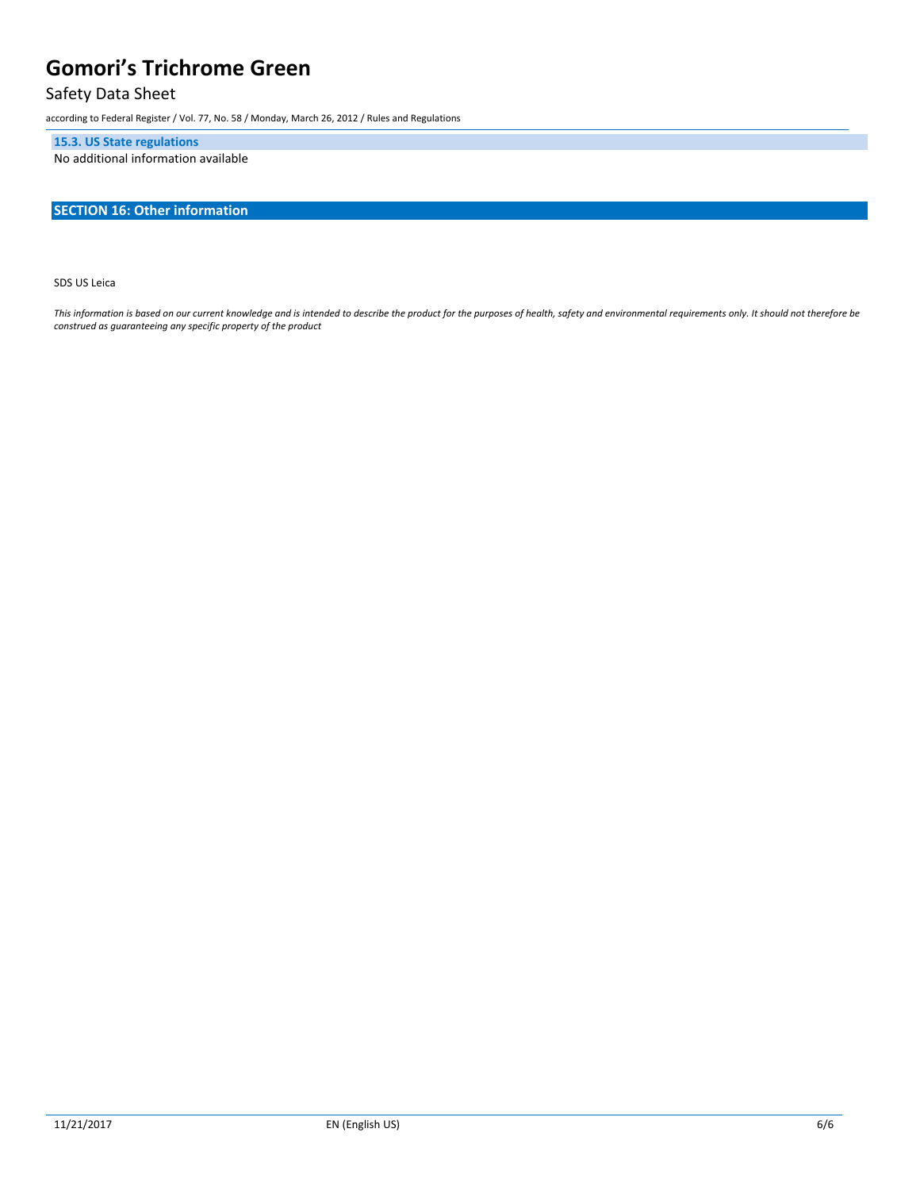### 15.3. US State regulations

No additional information available

## SECTION 16: Other information

SDS US Leica

*This information is based on our current knowledge and is intended to describe the product for the purposes of health, safety and environmental requirements only. It should not therefore be construed as guaranteeing any specific property of the product*